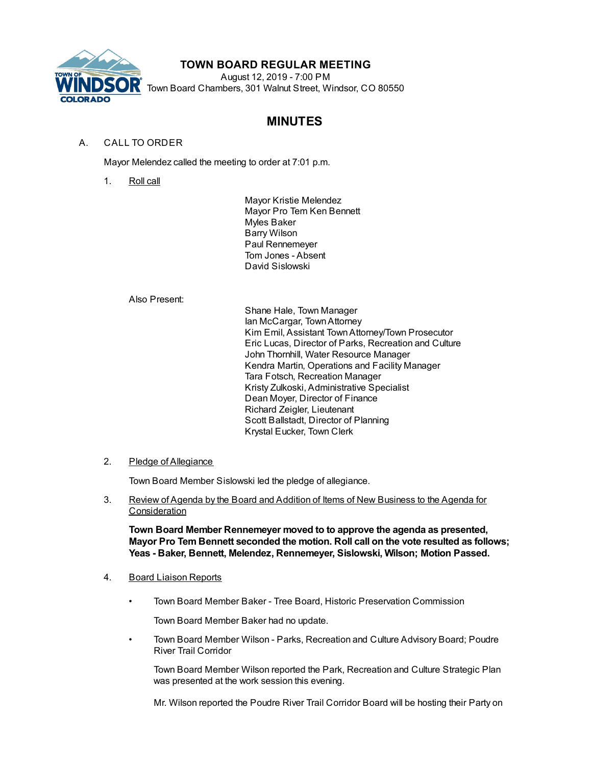# TOWN BOARD REGULAR MEETING

August 12, 2019 - 7:00 PM
Town Board Chambers, 301 Walnut Street, Windsor, CO 80550

## MINUTES

A. CALL TO ORDER

Mayor Melendez called the meeting to order at 7:01 p.m.

1. Roll call

   Mayor Kristie Melendez
   Mayor Pro Tem Ken Bennett
   Myles Baker
   Barry Wilson
   Paul Rennemeyer
   Tom Jones - Absent
   David Sislowski

   Also Present:

   Shane Hale, Town Manager
   Ian McCargar, Town Attorney
   Kim Emil, Assistant Town Attorney/Town Prosecutor
   Eric Lucas, Director of Parks, Recreation and Culture
   John Thornhill, Water Resource Manager
   Kendra Martin, Operations and Facility Manager
   Tara Fotsch, Recreation Manager
   Kristy Zulkoski, Administrative Specialist
   Dean Moyer, Director of Finance
   Richard Zeigler, Lieutenant
   Scott Ballstadt, Director of Planning
   Krystal Eucker, Town Clerk

2. Pledge of Allegiance

   Town Board Member Sislowski led the pledge of allegiance.

3. Review of Agenda by the Board and Addition of Items of New Business to the Agenda for Consideration

   **Town Board Member Rennemeyer moved to to approve the agenda as presented, Mayor Pro Tem Bennett seconded the motion. Roll call on the vote resulted as follows; Yeas - Baker, Bennett, Melendez, Rennemeyer, Sislowski, Wilson; Motion Passed.**

4. Board Liaison Reports

   - Town Board Member Baker - Tree Board, Historic Preservation Commission

     Town Board Member Baker had no update.

   - Town Board Member Wilson - Parks, Recreation and Culture Advisory Board; Poudre River Trail Corridor

     Town Board Member Wilson reported the Park, Recreation and Culture Strategic Plan was presented at the work session this evening.

     Mr. Wilson reported the Poudre River Trail Corridor Board will be hosting their Party on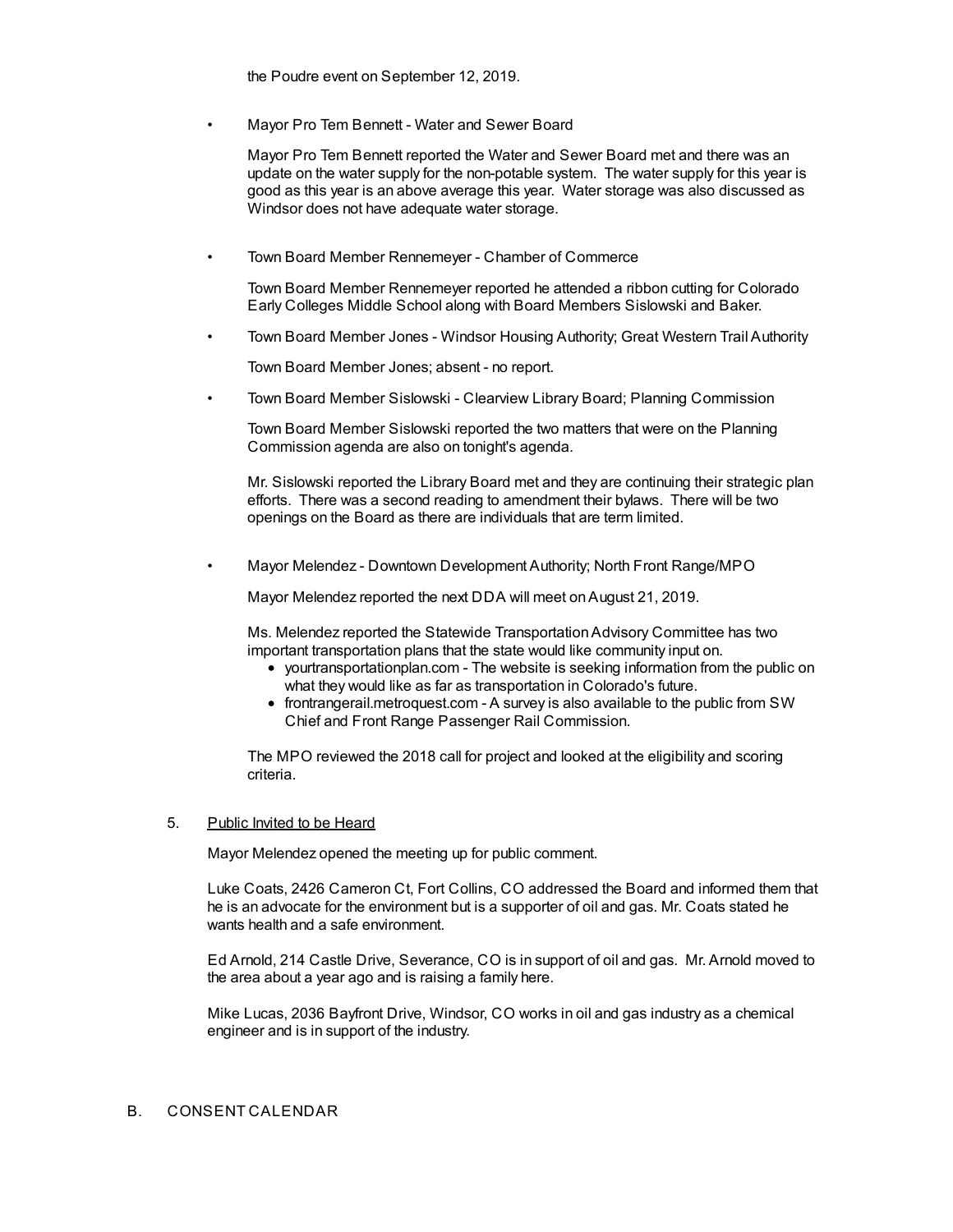the Poudre event on September 12, 2019.

- Mayor Pro Tem Bennett - Water and Sewer Board

  Mayor Pro Tem Bennett reported the Water and Sewer Board met and there was an update on the water supply for the non-potable system. The water supply for this year is good as this year is an above average this year. Water storage was also discussed as Windsor does not have adequate water storage.

- Town Board Member Rennemeyer - Chamber of Commerce

  Town Board Member Rennemeyer reported he attended a ribbon cutting for Colorado Early Colleges Middle School along with Board Members Sislowski and Baker.

- Town Board Member Jones - Windsor Housing Authority; Great Western Trail Authority

  Town Board Member Jones; absent - no report.

- Town Board Member Sislowski - Clearview Library Board; Planning Commission

  Town Board Member Sislowski reported the two matters that were on the Planning Commission agenda are also on tonight's agenda.

  Mr. Sislowski reported the Library Board met and they are continuing their strategic plan efforts. There was a second reading to amendment their bylaws. There will be two openings on the Board as there are individuals that are term limited.

- Mayor Melendez - Downtown Development Authority; North Front Range/MPO

  Mayor Melendez reported the next DDA will meet on August 21, 2019.

  Ms. Melendez reported the Statewide Transportation Advisory Committee has two important transportation plans that the state would like community input on.

  - yourtransportationplan.com - The website is seeking information from the public on what they would like as far as transportation in Colorado's future.
  - frontrangerail.metroquest.com - A survey is also available to the public from SW Chief and Front Range Passenger Rail Commission.

  The MPO reviewed the 2018 call for project and looked at the eligibility and scoring criteria.

5. Public Invited to be Heard

   Mayor Melendez opened the meeting up for public comment.

   Luke Coats, 2426 Cameron Ct, Fort Collins, CO addressed the Board and informed them that he is an advocate for the environment but is a supporter of oil and gas. Mr. Coats stated he wants health and a safe environment.

   Ed Arnold, 214 Castle Drive, Severance, CO is in support of oil and gas. Mr. Arnold moved to the area about a year ago and is raising a family here.

   Mike Lucas, 2036 Bayfront Drive, Windsor, CO works in oil and gas industry as a chemical engineer and is in support of the industry.

B. CONSENT CALENDAR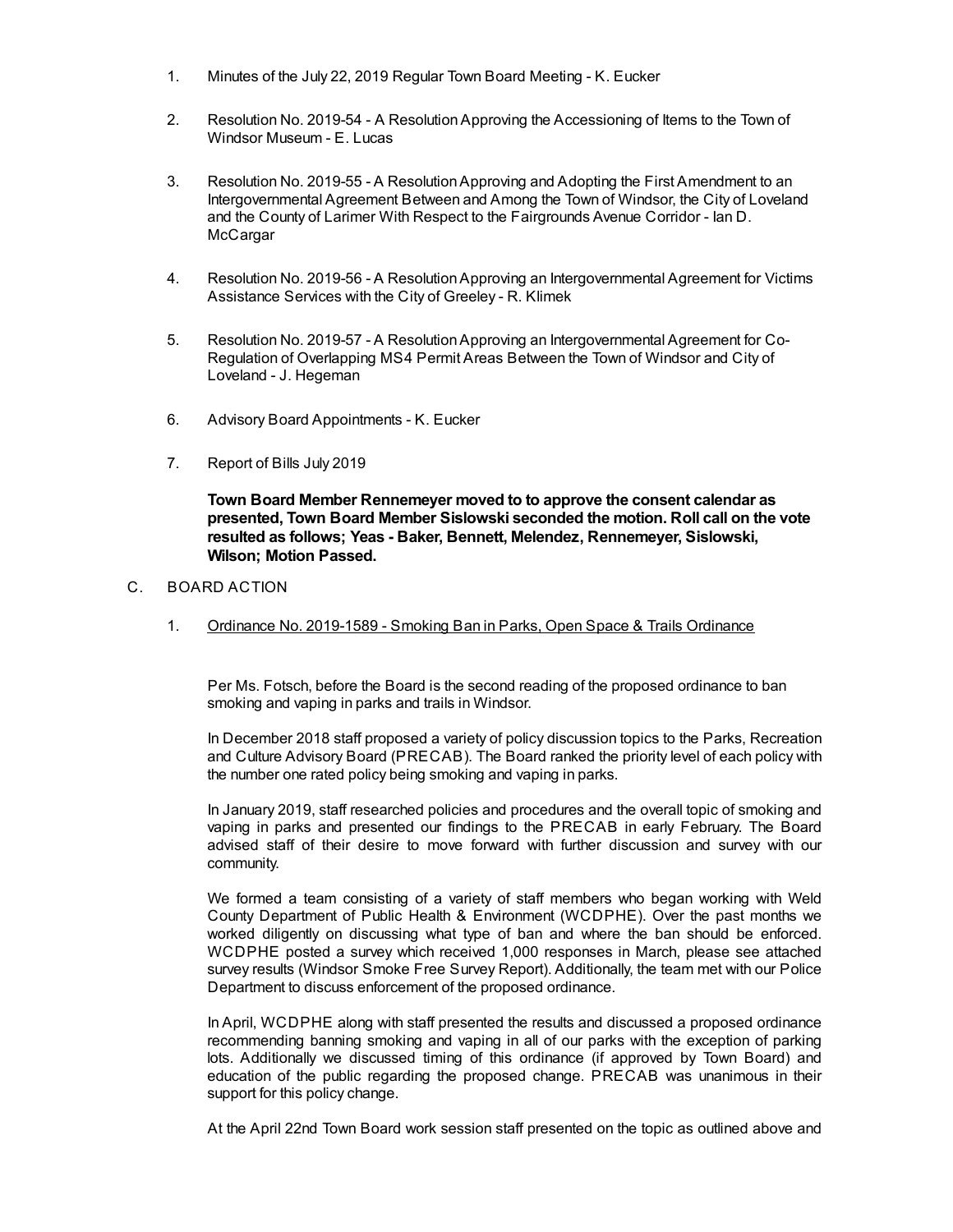1. Minutes of the July 22, 2019 Regular Town Board Meeting - K. Eucker

2. Resolution No. 2019-54 - A Resolution Approving the Accessioning of Items to the Town of Windsor Museum - E. Lucas

3. Resolution No. 2019-55 - A Resolution Approving and Adopting the First Amendment to an Intergovernmental Agreement Between and Among the Town of Windsor, the City of Loveland and the County of Larimer With Respect to the Fairgrounds Avenue Corridor - Ian D. McCargar

4. Resolution No. 2019-56 - A Resolution Approving an Intergovernmental Agreement for Victims Assistance Services with the City of Greeley - R. Klimek

5. Resolution No. 2019-57 - A Resolution Approving an Intergovernmental Agreement for Co-Regulation of Overlapping MS4 Permit Areas Between the Town of Windsor and City of Loveland - J. Hegeman

6. Advisory Board Appointments - K. Eucker

7. Report of Bills July 2019

**Town Board Member Rennemeyer moved to to approve the consent calendar as presented, Town Board Member Sislowski seconded the motion. Roll call on the vote resulted as follows; Yeas - Baker, Bennett, Melendez, Rennemeyer, Sislowski, Wilson; Motion Passed.**

C. BOARD ACTION

1. Ordinance No. 2019-1589 - Smoking Ban in Parks, Open Space & Trails Ordinance

Per Ms. Fotsch, before the Board is the second reading of the proposed ordinance to ban smoking and vaping in parks and trails in Windsor.

In December 2018 staff proposed a variety of policy discussion topics to the Parks, Recreation and Culture Advisory Board (PRECAB). The Board ranked the priority level of each policy with the number one rated policy being smoking and vaping in parks.

In January 2019, staff researched policies and procedures and the overall topic of smoking and vaping in parks and presented our findings to the PRECAB in early February. The Board advised staff of their desire to move forward with further discussion and survey with our community.

We formed a team consisting of a variety of staff members who began working with Weld County Department of Public Health & Environment (WCDPHE). Over the past months we worked diligently on discussing what type of ban and where the ban should be enforced. WCDPHE posted a survey which received 1,000 responses in March, please see attached survey results (Windsor Smoke Free Survey Report). Additionally, the team met with our Police Department to discuss enforcement of the proposed ordinance.

In April, WCDPHE along with staff presented the results and discussed a proposed ordinance recommending banning smoking and vaping in all of our parks with the exception of parking lots. Additionally we discussed timing of this ordinance (if approved by Town Board) and education of the public regarding the proposed change. PRECAB was unanimous in their support for this policy change.

At the April 22nd Town Board work session staff presented on the topic as outlined above and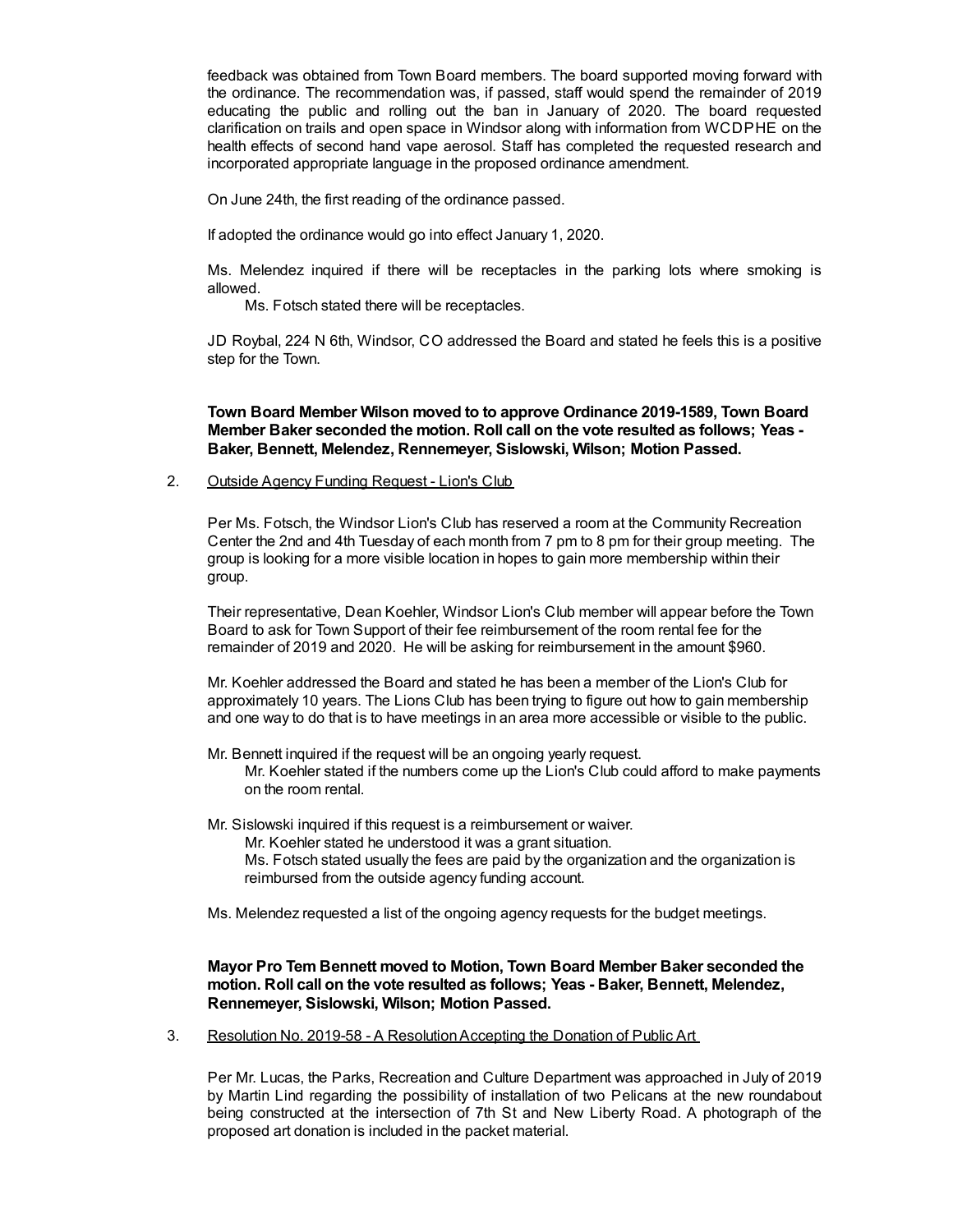feedback was obtained from Town Board members. The board supported moving forward with the ordinance. The recommendation was, if passed, staff would spend the remainder of 2019 educating the public and rolling out the ban in January of 2020. The board requested clarification on trails and open space in Windsor along with information from WCDPHE on the health effects of second hand vape aerosol. Staff has completed the requested research and incorporated appropriate language in the proposed ordinance amendment.

On June 24th, the first reading of the ordinance passed.

If adopted the ordinance would go into effect January 1, 2020.

Ms. Melendez inquired if there will be receptacles in the parking lots where smoking is allowed.

  Ms. Fotsch stated there will be receptacles.

JD Roybal, 224 N 6th, Windsor, CO addressed the Board and stated he feels this is a positive step for the Town.

**Town Board Member Wilson moved to to approve Ordinance 2019-1589, Town Board Member Baker seconded the motion. Roll call on the vote resulted as follows; Yeas - Baker, Bennett, Melendez, Rennemeyer, Sislowski, Wilson; Motion Passed.**

2. Outside Agency Funding Request - Lion's Club

   Per Ms. Fotsch, the Windsor Lion's Club has reserved a room at the Community Recreation Center the 2nd and 4th Tuesday of each month from 7 pm to 8 pm for their group meeting. The group is looking for a more visible location in hopes to gain more membership within their group.

   Their representative, Dean Koehler, Windsor Lion's Club member will appear before the Town Board to ask for Town Support of their fee reimbursement of the room rental fee for the remainder of 2019 and 2020. He will be asking for reimbursement in the amount $960.

   Mr. Koehler addressed the Board and stated he has been a member of the Lion's Club for approximately 10 years. The Lions Club has been trying to figure out how to gain membership and one way to do that is to have meetings in an area more accessible or visible to the public.

   Mr. Bennett inquired if the request will be an ongoing yearly request.

     Mr. Koehler stated if the numbers come up the Lion's Club could afford to make payments on the room rental.

   Mr. Sislowski inquired if this request is a reimbursement or waiver.

     Mr. Koehler stated he understood it was a grant situation.

     Ms. Fotsch stated usually the fees are paid by the organization and the organization is reimbursed from the outside agency funding account.

   Ms. Melendez requested a list of the ongoing agency requests for the budget meetings.

   **Mayor Pro Tem Bennett moved to Motion, Town Board Member Baker seconded the motion. Roll call on the vote resulted as follows; Yeas - Baker, Bennett, Melendez, Rennemeyer, Sislowski, Wilson; Motion Passed.**

3. Resolution No. 2019-58 - A Resolution Accepting the Donation of Public Art

   Per Mr. Lucas, the Parks, Recreation and Culture Department was approached in July of 2019 by Martin Lind regarding the possibility of installation of two Pelicans at the new roundabout being constructed at the intersection of 7th St and New Liberty Road. A photograph of the proposed art donation is included in the packet material.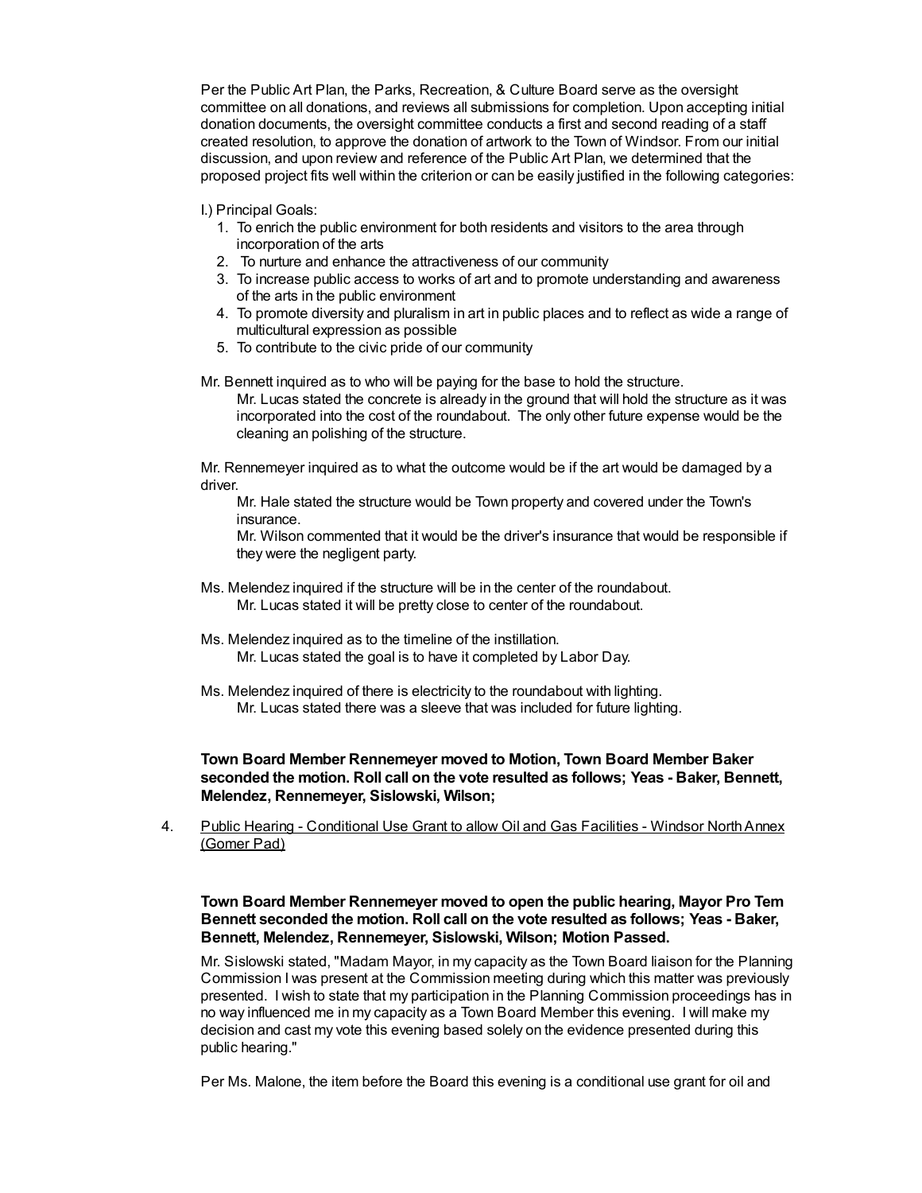Per the Public Art Plan, the Parks, Recreation, & Culture Board serve as the oversight committee on all donations, and reviews all submissions for completion. Upon accepting initial donation documents, the oversight committee conducts a first and second reading of a staff created resolution, to approve the donation of artwork to the Town of Windsor. From our initial discussion, and upon review and reference of the Public Art Plan, we determined that the proposed project fits well within the criterion or can be easily justified in the following categories:

I.) Principal Goals:

1. To enrich the public environment for both residents and visitors to the area through incorporation of the arts
2. To nurture and enhance the attractiveness of our community
3. To increase public access to works of art and to promote understanding and awareness of the arts in the public environment
4. To promote diversity and pluralism in art in public places and to reflect as wide a range of multicultural expression as possible
5. To contribute to the civic pride of our community

Mr. Bennett inquired as to who will be paying for the base to hold the structure.

> Mr. Lucas stated the concrete is already in the ground that will hold the structure as it was incorporated into the cost of the roundabout. The only other future expense would be the cleaning an polishing of the structure.

Mr. Rennemeyer inquired as to what the outcome would be if the art would be damaged by a driver.

> Mr. Hale stated the structure would be Town property and covered under the Town's insurance.
>
> Mr. Wilson commented that it would be the driver's insurance that would be responsible if they were the negligent party.

Ms. Melendez inquired if the structure will be in the center of the roundabout.

> Mr. Lucas stated it will be pretty close to center of the roundabout.

Ms. Melendez inquired as to the timeline of the instillation.

> Mr. Lucas stated the goal is to have it completed by Labor Day.

Ms. Melendez inquired of there is electricity to the roundabout with lighting.

> Mr. Lucas stated there was a sleeve that was included for future lighting.

**Town Board Member Rennemeyer moved to Motion, Town Board Member Baker seconded the motion. Roll call on the vote resulted as follows; Yeas - Baker, Bennett, Melendez, Rennemeyer, Sislowski, Wilson;**

4. Public Hearing - Conditional Use Grant to allow Oil and Gas Facilities - Windsor North Annex (Gomer Pad)

**Town Board Member Rennemeyer moved to open the public hearing, Mayor Pro Tem Bennett seconded the motion. Roll call on the vote resulted as follows; Yeas - Baker, Bennett, Melendez, Rennemeyer, Sislowski, Wilson; Motion Passed.**

Mr. Sislowski stated, "Madam Mayor, in my capacity as the Town Board liaison for the Planning Commission I was present at the Commission meeting during which this matter was previously presented. I wish to state that my participation in the Planning Commission proceedings has in no way influenced me in my capacity as a Town Board Member this evening. I will make my decision and cast my vote this evening based solely on the evidence presented during this public hearing."

Per Ms. Malone, the item before the Board this evening is a conditional use grant for oil and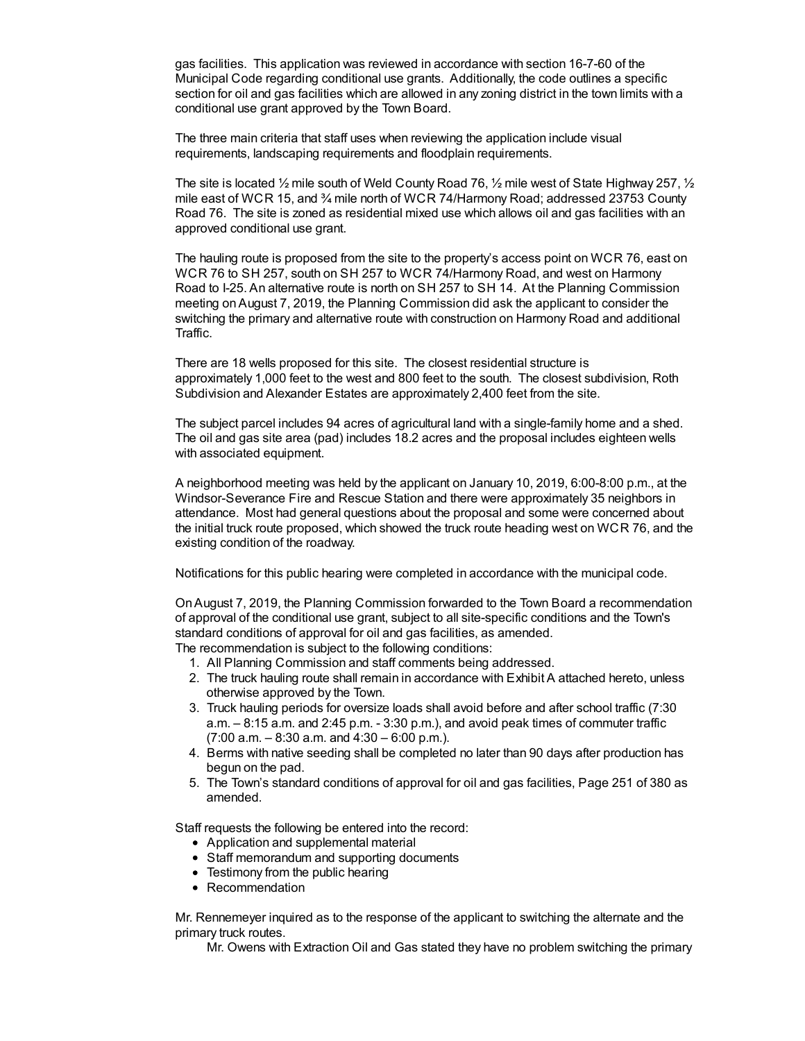gas facilities. This application was reviewed in accordance with section 16-7-60 of the Municipal Code regarding conditional use grants. Additionally, the code outlines a specific section for oil and gas facilities which are allowed in any zoning district in the town limits with a conditional use grant approved by the Town Board.

The three main criteria that staff uses when reviewing the application include visual requirements, landscaping requirements and floodplain requirements.

The site is located ½ mile south of Weld County Road 76, ½ mile west of State Highway 257, ½ mile east of WCR 15, and ¾ mile north of WCR 74/Harmony Road; addressed 23753 County Road 76. The site is zoned as residential mixed use which allows oil and gas facilities with an approved conditional use grant.

The hauling route is proposed from the site to the property's access point on WCR 76, east on WCR 76 to SH 257, south on SH 257 to WCR 74/Harmony Road, and west on Harmony Road to I-25. An alternative route is north on SH 257 to SH 14. At the Planning Commission meeting on August 7, 2019, the Planning Commission did ask the applicant to consider the switching the primary and alternative route with construction on Harmony Road and additional Traffic.

There are 18 wells proposed for this site. The closest residential structure is approximately 1,000 feet to the west and 800 feet to the south. The closest subdivision, Roth Subdivision and Alexander Estates are approximately 2,400 feet from the site.

The subject parcel includes 94 acres of agricultural land with a single-family home and a shed. The oil and gas site area (pad) includes 18.2 acres and the proposal includes eighteen wells with associated equipment.

A neighborhood meeting was held by the applicant on January 10, 2019, 6:00-8:00 p.m., at the Windsor-Severance Fire and Rescue Station and there were approximately 35 neighbors in attendance. Most had general questions about the proposal and some were concerned about the initial truck route proposed, which showed the truck route heading west on WCR 76, and the existing condition of the roadway.

Notifications for this public hearing were completed in accordance with the municipal code.

On August 7, 2019, the Planning Commission forwarded to the Town Board a recommendation of approval of the conditional use grant, subject to all site-specific conditions and the Town's standard conditions of approval for oil and gas facilities, as amended.
The recommendation is subject to the following conditions:

1. All Planning Commission and staff comments being addressed.
2. The truck hauling route shall remain in accordance with Exhibit A attached hereto, unless otherwise approved by the Town.
3. Truck hauling periods for oversize loads shall avoid before and after school traffic (7:30 a.m. – 8:15 a.m. and 2:45 p.m. - 3:30 p.m.), and avoid peak times of commuter traffic (7:00 a.m. – 8:30 a.m. and 4:30 – 6:00 p.m.).
4. Berms with native seeding shall be completed no later than 90 days after production has begun on the pad.
5. The Town's standard conditions of approval for oil and gas facilities, Page 251 of 380 as amended.

Staff requests the following be entered into the record:

- Application and supplemental material
- Staff memorandum and supporting documents
- Testimony from the public hearing
- Recommendation

Mr. Rennemeyer inquired as to the response of the applicant to switching the alternate and the primary truck routes.

Mr. Owens with Extraction Oil and Gas stated they have no problem switching the primary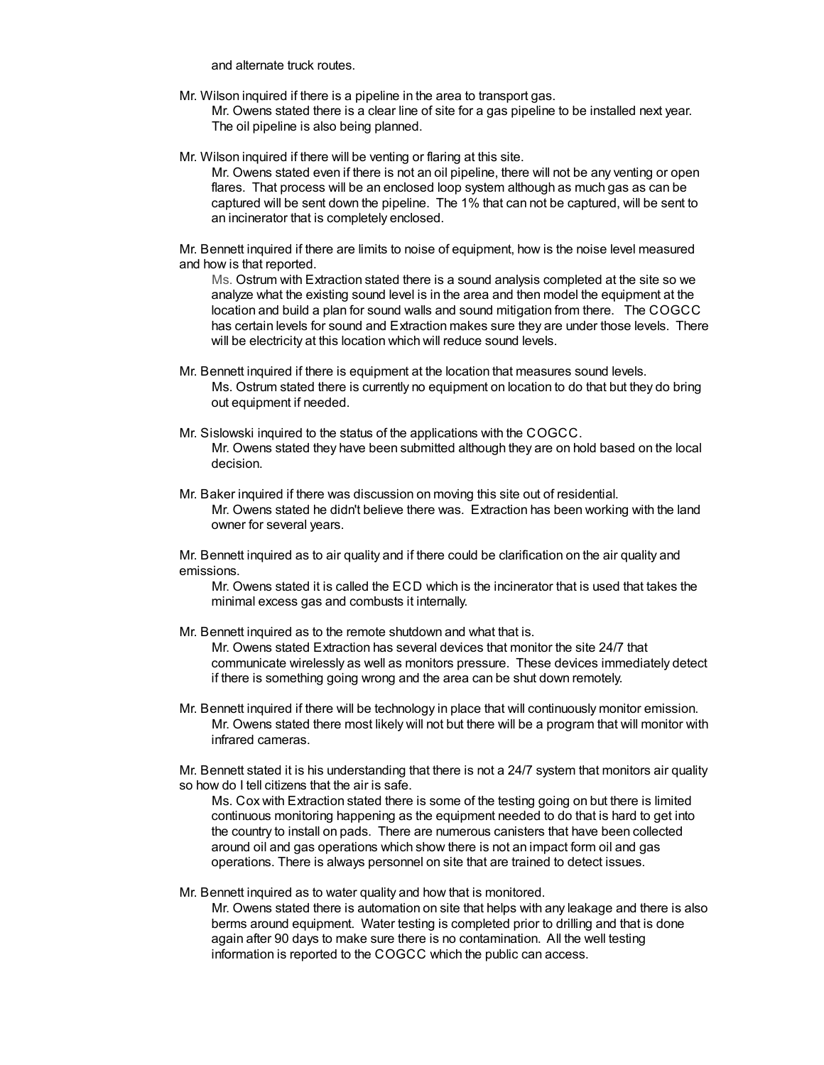and alternate truck routes.

Mr. Wilson inquired if there is a pipeline in the area to transport gas.

> Mr. Owens stated there is a clear line of site for a gas pipeline to be installed next year. The oil pipeline is also being planned.

Mr. Wilson inquired if there will be venting or flaring at this site.

> Mr. Owens stated even if there is not an oil pipeline, there will not be any venting or open flares. That process will be an enclosed loop system although as much gas as can be captured will be sent down the pipeline. The 1% that can not be captured, will be sent to an incinerator that is completely enclosed.

Mr. Bennett inquired if there are limits to noise of equipment, how is the noise level measured and how is that reported.

> Ms. Ostrum with Extraction stated there is a sound analysis completed at the site so we analyze what the existing sound level is in the area and then model the equipment at the location and build a plan for sound walls and sound mitigation from there. The COGCC has certain levels for sound and Extraction makes sure they are under those levels. There will be electricity at this location which will reduce sound levels.

Mr. Bennett inquired if there is equipment at the location that measures sound levels.

> Ms. Ostrum stated there is currently no equipment on location to do that but they do bring out equipment if needed.

Mr. Sislowski inquired to the status of the applications with the COGCC.

> Mr. Owens stated they have been submitted although they are on hold based on the local decision.

Mr. Baker inquired if there was discussion on moving this site out of residential.

> Mr. Owens stated he didn't believe there was. Extraction has been working with the land owner for several years.

Mr. Bennett inquired as to air quality and if there could be clarification on the air quality and emissions.

> Mr. Owens stated it is called the ECD which is the incinerator that is used that takes the minimal excess gas and combusts it internally.

Mr. Bennett inquired as to the remote shutdown and what that is.

> Mr. Owens stated Extraction has several devices that monitor the site 24/7 that communicate wirelessly as well as monitors pressure. These devices immediately detect if there is something going wrong and the area can be shut down remotely.

Mr. Bennett inquired if there will be technology in place that will continuously monitor emission.

> Mr. Owens stated there most likely will not but there will be a program that will monitor with infrared cameras.

Mr. Bennett stated it is his understanding that there is not a 24/7 system that monitors air quality so how do I tell citizens that the air is safe.

> Ms. Cox with Extraction stated there is some of the testing going on but there is limited continuous monitoring happening as the equipment needed to do that is hard to get into the country to install on pads. There are numerous canisters that have been collected around oil and gas operations which show there is not an impact form oil and gas operations. There is always personnel on site that are trained to detect issues.

Mr. Bennett inquired as to water quality and how that is monitored.

> Mr. Owens stated there is automation on site that helps with any leakage and there is also berms around equipment. Water testing is completed prior to drilling and that is done again after 90 days to make sure there is no contamination. All the well testing information is reported to the COGCC which the public can access.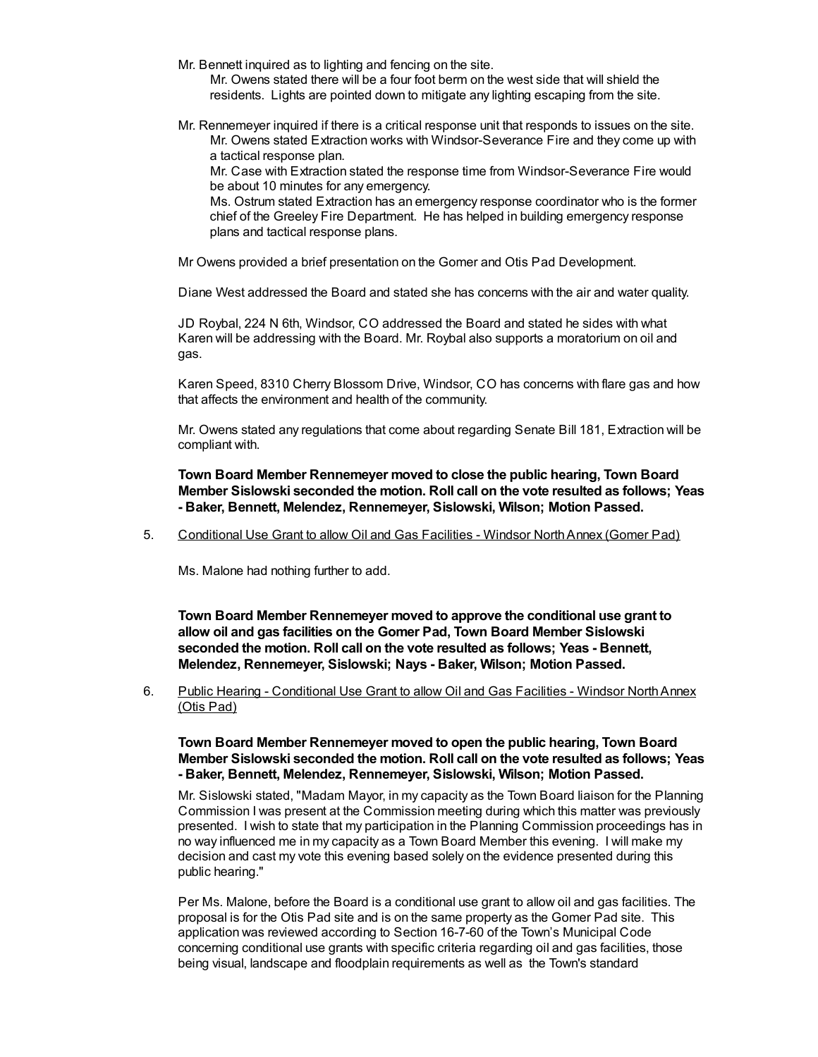Mr. Bennett inquired as to lighting and fencing on the site.

Mr. Owens stated there will be a four foot berm on the west side that will shield the residents. Lights are pointed down to mitigate any lighting escaping from the site.

Mr. Rennemeyer inquired if there is a critical response unit that responds to issues on the site.

Mr. Owens stated Extraction works with Windsor-Severance Fire and they come up with a tactical response plan.

Mr. Case with Extraction stated the response time from Windsor-Severance Fire would be about 10 minutes for any emergency.

Ms. Ostrum stated Extraction has an emergency response coordinator who is the former chief of the Greeley Fire Department. He has helped in building emergency response plans and tactical response plans.

Mr Owens provided a brief presentation on the Gomer and Otis Pad Development.

Diane West addressed the Board and stated she has concerns with the air and water quality.

JD Roybal, 224 N 6th, Windsor, CO addressed the Board and stated he sides with what Karen will be addressing with the Board. Mr. Roybal also supports a moratorium on oil and gas.

Karen Speed, 8310 Cherry Blossom Drive, Windsor, CO has concerns with flare gas and how that affects the environment and health of the community.

Mr. Owens stated any regulations that come about regarding Senate Bill 181, Extraction will be compliant with.

**Town Board Member Rennemeyer moved to close the public hearing, Town Board Member Sislowski seconded the motion. Roll call on the vote resulted as follows; Yeas - Baker, Bennett, Melendez, Rennemeyer, Sislowski, Wilson; Motion Passed.**

5. Conditional Use Grant to allow Oil and Gas Facilities - Windsor North Annex (Gomer Pad)

Ms. Malone had nothing further to add.

**Town Board Member Rennemeyer moved to approve the conditional use grant to allow oil and gas facilities on the Gomer Pad, Town Board Member Sislowski seconded the motion. Roll call on the vote resulted as follows; Yeas - Bennett, Melendez, Rennemeyer, Sislowski; Nays - Baker, Wilson; Motion Passed.**

6. Public Hearing - Conditional Use Grant to allow Oil and Gas Facilities - Windsor North Annex (Otis Pad)

**Town Board Member Rennemeyer moved to open the public hearing, Town Board Member Sislowski seconded the motion. Roll call on the vote resulted as follows; Yeas - Baker, Bennett, Melendez, Rennemeyer, Sislowski, Wilson; Motion Passed.**

Mr. Sislowski stated, "Madam Mayor, in my capacity as the Town Board liaison for the Planning Commission I was present at the Commission meeting during which this matter was previously presented. I wish to state that my participation in the Planning Commission proceedings has in no way influenced me in my capacity as a Town Board Member this evening. I will make my decision and cast my vote this evening based solely on the evidence presented during this public hearing."

Per Ms. Malone, before the Board is a conditional use grant to allow oil and gas facilities. The proposal is for the Otis Pad site and is on the same property as the Gomer Pad site. This application was reviewed according to Section 16-7-60 of the Town's Municipal Code concerning conditional use grants with specific criteria regarding oil and gas facilities, those being visual, landscape and floodplain requirements as well as the Town's standard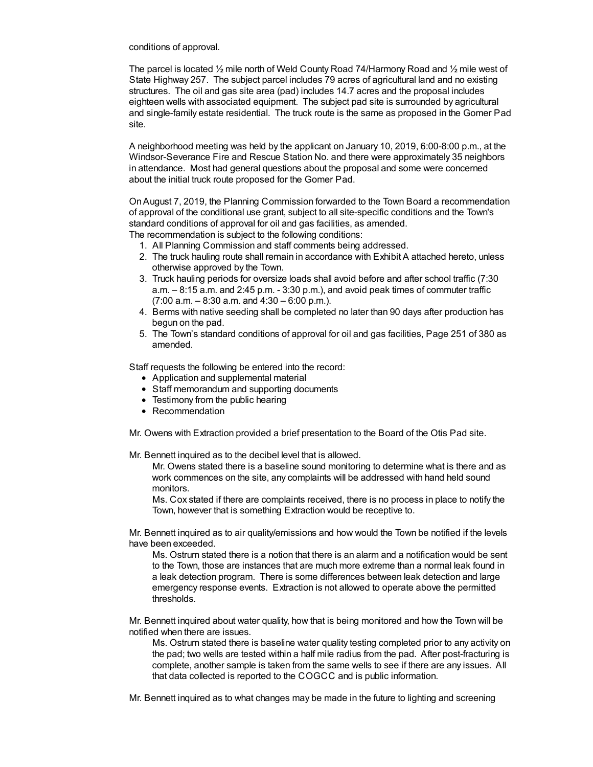conditions of approval.

The parcel is located ½ mile north of Weld County Road 74/Harmony Road and ½ mile west of State Highway 257. The subject parcel includes 79 acres of agricultural land and no existing structures. The oil and gas site area (pad) includes 14.7 acres and the proposal includes eighteen wells with associated equipment. The subject pad site is surrounded by agricultural and single-family estate residential. The truck route is the same as proposed in the Gomer Pad site.

A neighborhood meeting was held by the applicant on January 10, 2019, 6:00-8:00 p.m., at the Windsor-Severance Fire and Rescue Station No. and there were approximately 35 neighbors in attendance. Most had general questions about the proposal and some were concerned about the initial truck route proposed for the Gomer Pad.

On August 7, 2019, the Planning Commission forwarded to the Town Board a recommendation of approval of the conditional use grant, subject to all site-specific conditions and the Town's standard conditions of approval for oil and gas facilities, as amended.
The recommendation is subject to the following conditions:

1. All Planning Commission and staff comments being addressed.
2. The truck hauling route shall remain in accordance with Exhibit A attached hereto, unless otherwise approved by the Town.
3. Truck hauling periods for oversize loads shall avoid before and after school traffic (7:30 a.m. – 8:15 a.m. and 2:45 p.m. - 3:30 p.m.), and avoid peak times of commuter traffic (7:00 a.m. – 8:30 a.m. and 4:30 – 6:00 p.m.).
4. Berms with native seeding shall be completed no later than 90 days after production has begun on the pad.
5. The Town's standard conditions of approval for oil and gas facilities, Page 251 of 380 as amended.

Staff requests the following be entered into the record:

- Application and supplemental material
- Staff memorandum and supporting documents
- Testimony from the public hearing
- Recommendation

Mr. Owens with Extraction provided a brief presentation to the Board of the Otis Pad site.

Mr. Bennett inquired as to the decibel level that is allowed.

Mr. Owens stated there is a baseline sound monitoring to determine what is there and as work commences on the site, any complaints will be addressed with hand held sound monitors.

Ms. Cox stated if there are complaints received, there is no process in place to notify the Town, however that is something Extraction would be receptive to.

Mr. Bennett inquired as to air quality/emissions and how would the Town be notified if the levels have been exceeded.

Ms. Ostrum stated there is a notion that there is an alarm and a notification would be sent to the Town, those are instances that are much more extreme than a normal leak found in a leak detection program. There is some differences between leak detection and large emergency response events. Extraction is not allowed to operate above the permitted thresholds.

Mr. Bennett inquired about water quality, how that is being monitored and how the Town will be notified when there are issues.

Ms. Ostrum stated there is baseline water quality testing completed prior to any activity on the pad; two wells are tested within a half mile radius from the pad. After post-fracturing is complete, another sample is taken from the same wells to see if there are any issues. All that data collected is reported to the COGCC and is public information.

Mr. Bennett inquired as to what changes may be made in the future to lighting and screening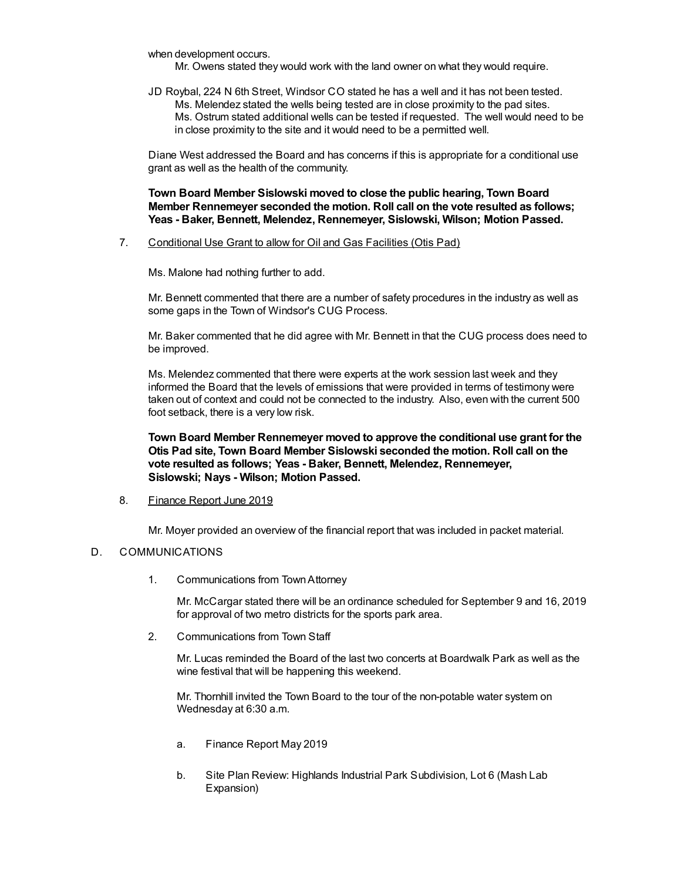when development occurs.

Mr. Owens stated they would work with the land owner on what they would require.

JD Roybal, 224 N 6th Street, Windsor CO stated he has a well and it has not been tested.

Ms. Melendez stated the wells being tested are in close proximity to the pad sites.

Ms. Ostrum stated additional wells can be tested if requested. The well would need to be in close proximity to the site and it would need to be a permitted well.

Diane West addressed the Board and has concerns if this is appropriate for a conditional use grant as well as the health of the community.

**Town Board Member Sislowski moved to close the public hearing, Town Board Member Rennemeyer seconded the motion. Roll call on the vote resulted as follows; Yeas - Baker, Bennett, Melendez, Rennemeyer, Sislowski, Wilson; Motion Passed.**

7. Conditional Use Grant to allow for Oil and Gas Facilities (Otis Pad)

   Ms. Malone had nothing further to add.

   Mr. Bennett commented that there are a number of safety procedures in the industry as well as some gaps in the Town of Windsor's CUG Process.

   Mr. Baker commented that he did agree with Mr. Bennett in that the CUG process does need to be improved.

   Ms. Melendez commented that there were experts at the work session last week and they informed the Board that the levels of emissions that were provided in terms of testimony were taken out of context and could not be connected to the industry. Also, even with the current 500 foot setback, there is a very low risk.

   **Town Board Member Rennemeyer moved to approve the conditional use grant for the Otis Pad site, Town Board Member Sislowski seconded the motion. Roll call on the vote resulted as follows; Yeas - Baker, Bennett, Melendez, Rennemeyer, Sislowski; Nays - Wilson; Motion Passed.**

8. Finance Report June 2019

   Mr. Moyer provided an overview of the financial report that was included in packet material.

D. COMMUNICATIONS

1. Communications from Town Attorney

   Mr. McCargar stated there will be an ordinance scheduled for September 9 and 16, 2019 for approval of two metro districts for the sports park area.

2. Communications from Town Staff

   Mr. Lucas reminded the Board of the last two concerts at Boardwalk Park as well as the wine festival that will be happening this weekend.

   Mr. Thornhill invited the Town Board to the tour of the non-potable water system on Wednesday at 6:30 a.m.

   a. Finance Report May 2019

   b. Site Plan Review: Highlands Industrial Park Subdivision, Lot 6 (Mash Lab Expansion)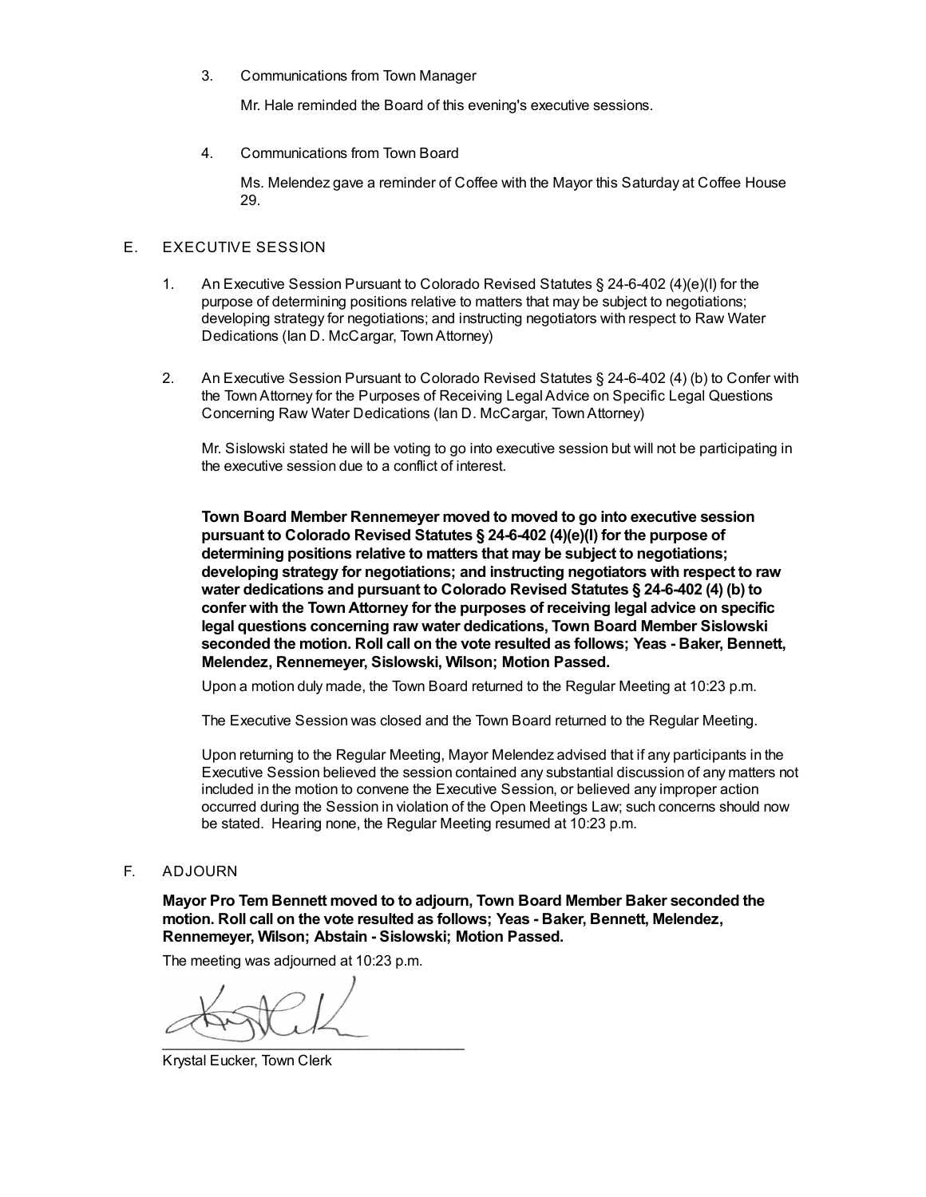3. Communications from Town Manager

   Mr. Hale reminded the Board of this evening's executive sessions.

4. Communications from Town Board

   Ms. Melendez gave a reminder of Coffee with the Mayor this Saturday at Coffee House 29.

## E. EXECUTIVE SESSION

1. An Executive Session Pursuant to Colorado Revised Statutes § 24-6-402 (4)(e)(I) for the purpose of determining positions relative to matters that may be subject to negotiations; developing strategy for negotiations; and instructing negotiators with respect to Raw Water Dedications (Ian D. McCargar, Town Attorney)

2. An Executive Session Pursuant to Colorado Revised Statutes § 24-6-402 (4) (b) to Confer with the Town Attorney for the Purposes of Receiving Legal Advice on Specific Legal Questions Concerning Raw Water Dedications (Ian D. McCargar, Town Attorney)

   Mr. Sislowski stated he will be voting to go into executive session but will not be participating in the executive session due to a conflict of interest.

   **Town Board Member Rennemeyer moved to moved to go into executive session pursuant to Colorado Revised Statutes § 24-6-402 (4)(e)(I) for the purpose of determining positions relative to matters that may be subject to negotiations; developing strategy for negotiations; and instructing negotiators with respect to raw water dedications and pursuant to Colorado Revised Statutes § 24-6-402 (4) (b) to confer with the Town Attorney for the purposes of receiving legal advice on specific legal questions concerning raw water dedications, Town Board Member Sislowski seconded the motion. Roll call on the vote resulted as follows; Yeas - Baker, Bennett, Melendez, Rennemeyer, Sislowski, Wilson; Motion Passed.**

   Upon a motion duly made, the Town Board returned to the Regular Meeting at 10:23 p.m.

   The Executive Session was closed and the Town Board returned to the Regular Meeting.

   Upon returning to the Regular Meeting, Mayor Melendez advised that if any participants in the Executive Session believed the session contained any substantial discussion of any matters not included in the motion to convene the Executive Session, or believed any improper action occurred during the Session in violation of the Open Meetings Law; such concerns should now be stated. Hearing none, the Regular Meeting resumed at 10:23 p.m.

## F. ADJOURN

**Mayor Pro Tem Bennett moved to to adjourn, Town Board Member Baker seconded the motion. Roll call on the vote resulted as follows; Yeas - Baker, Bennett, Melendez, Rennemeyer, Wilson; Abstain - Sislowski; Motion Passed.**

The meeting was adjourned at 10:23 p.m.

\_\_\_\_\_\_\_\_\_\_\_\_\_\_\_\_\_\_\_\_\_\_\_\_\_\_\_\_\_\_\_\_\_\_\_\_

Krystal Eucker, Town Clerk